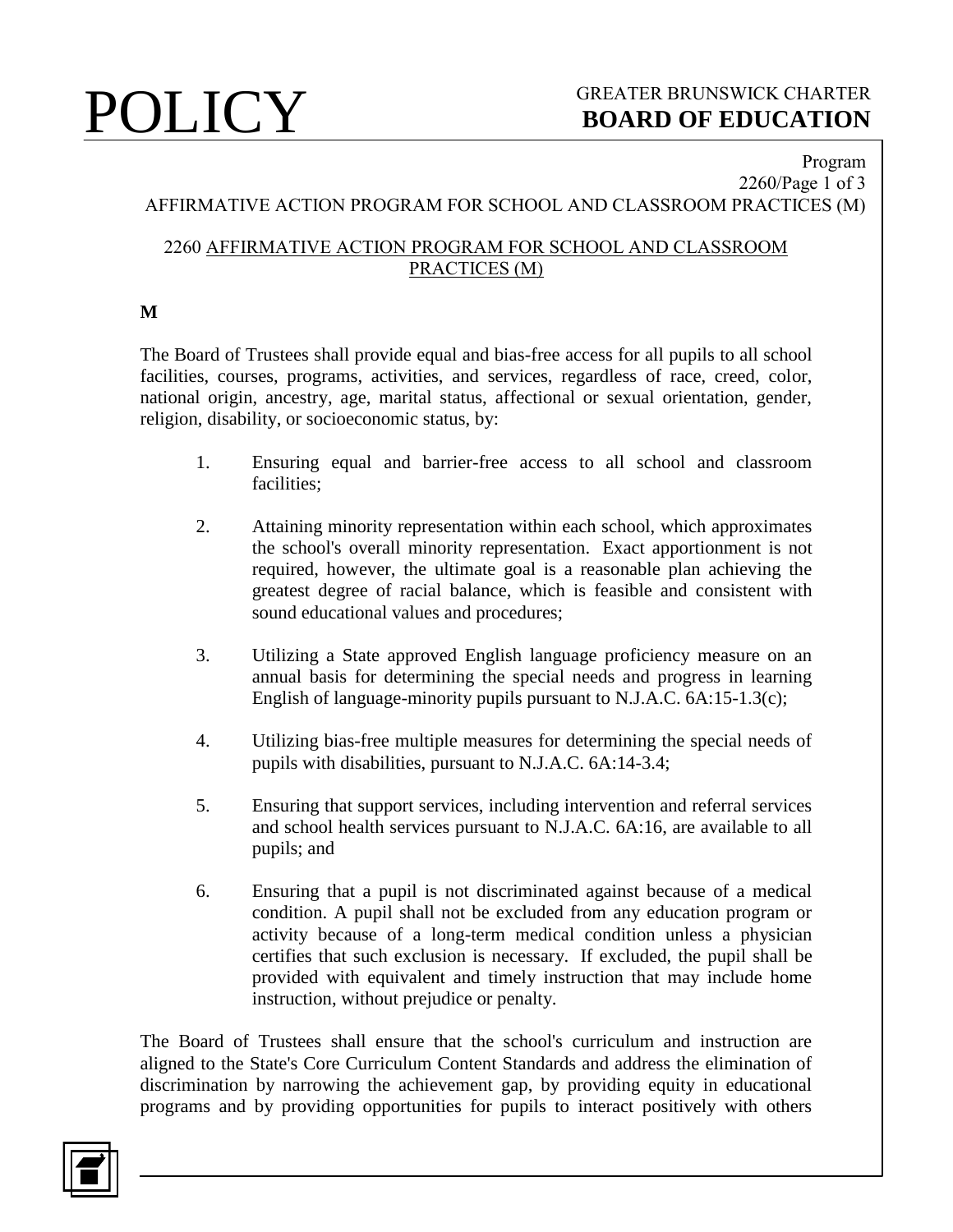# POLICY

GREATER BRUNSWICK CHARTER
**BOARD OF EDUCATION**

Program

AFFIRMATIVE ACTION PROGRAM FOR SCHOOL AND CLASSROOM PRACTICES (M)

## 2260 AFFIRMATIVE ACTION PROGRAM FOR SCHOOL AND CLASSROOM PRACTICES (M)

**M**

The Board of Trustees shall provide equal and bias-free access for all pupils to all school facilities, courses, programs, activities, and services, regardless of race, creed, color, national origin, ancestry, age, marital status, affectional or sexual orientation, gender, religion, disability, or socioeconomic status, by:

1. Ensuring equal and barrier-free access to all school and classroom facilities;

2. Attaining minority representation within each school, which approximates the school's overall minority representation. Exact apportionment is not required, however, the ultimate goal is a reasonable plan achieving the greatest degree of racial balance, which is feasible and consistent with sound educational values and procedures;

3. Utilizing a State approved English language proficiency measure on an annual basis for determining the special needs and progress in learning English of language-minority pupils pursuant to N.J.A.C. 6A:15-1.3(c);

4. Utilizing bias-free multiple measures for determining the special needs of pupils with disabilities, pursuant to N.J.A.C. 6A:14-3.4;

5. Ensuring that support services, including intervention and referral services and school health services pursuant to N.J.A.C. 6A:16, are available to all pupils; and

6. Ensuring that a pupil is not discriminated against because of a medical condition. A pupil shall not be excluded from any education program or activity because of a long-term medical condition unless a physician certifies that such exclusion is necessary. If excluded, the pupil shall be provided with equivalent and timely instruction that may include home instruction, without prejudice or penalty.

The Board of Trustees shall ensure that the school's curriculum and instruction are aligned to the State's Core Curriculum Content Standards and address the elimination of discrimination by narrowing the achievement gap, by providing equity in educational programs and by providing opportunities for pupils to interact positively with others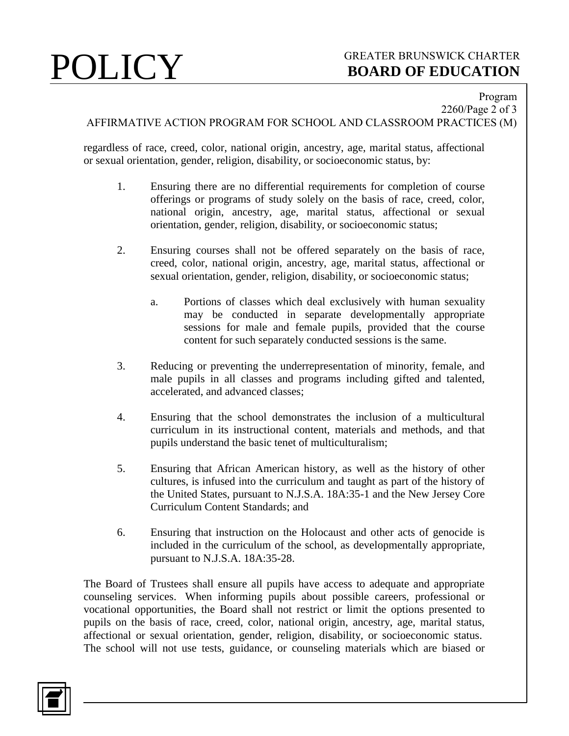regardless of race, creed, color, national origin, ancestry, age, marital status, affectional or sexual orientation, gender, religion, disability, or socioeconomic status, by:

1. Ensuring there are no differential requirements for completion of course offerings or programs of study solely on the basis of race, creed, color, national origin, ancestry, age, marital status, affectional or sexual orientation, gender, religion, disability, or socioeconomic status;

2. Ensuring courses shall not be offered separately on the basis of race, creed, color, national origin, ancestry, age, marital status, affectional or sexual orientation, gender, religion, disability, or socioeconomic status;

   a. Portions of classes which deal exclusively with human sexuality may be conducted in separate developmentally appropriate sessions for male and female pupils, provided that the course content for such separately conducted sessions is the same.

3. Reducing or preventing the underrepresentation of minority, female, and male pupils in all classes and programs including gifted and talented, accelerated, and advanced classes;

4. Ensuring that the school demonstrates the inclusion of a multicultural curriculum in its instructional content, materials and methods, and that pupils understand the basic tenet of multiculturalism;

5. Ensuring that African American history, as well as the history of other cultures, is infused into the curriculum and taught as part of the history of the United States, pursuant to N.J.S.A. 18A:35-1 and the New Jersey Core Curriculum Content Standards; and

6. Ensuring that instruction on the Holocaust and other acts of genocide is included in the curriculum of the school, as developmentally appropriate, pursuant to N.J.S.A. 18A:35-28.

The Board of Trustees shall ensure all pupils have access to adequate and appropriate counseling services. When informing pupils about possible careers, professional or vocational opportunities, the Board shall not restrict or limit the options presented to pupils on the basis of race, creed, color, national origin, ancestry, age, marital status, affectional or sexual orientation, gender, religion, disability, or socioeconomic status. The school will not use tests, guidance, or counseling materials which are biased or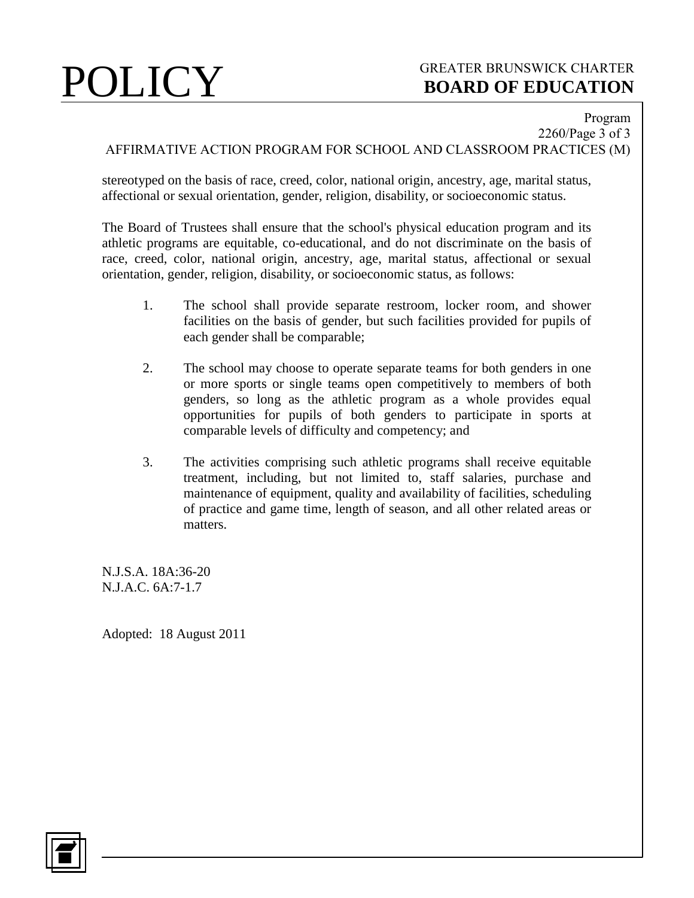stereotyped on the basis of race, creed, color, national origin, ancestry, age, marital status, affectional or sexual orientation, gender, religion, disability, or socioeconomic status.

The Board of Trustees shall ensure that the school's physical education program and its athletic programs are equitable, co-educational, and do not discriminate on the basis of race, creed, color, national origin, ancestry, age, marital status, affectional or sexual orientation, gender, religion, disability, or socioeconomic status, as follows:

1. The school shall provide separate restroom, locker room, and shower facilities on the basis of gender, but such facilities provided for pupils of each gender shall be comparable;

2. The school may choose to operate separate teams for both genders in one or more sports or single teams open competitively to members of both genders, so long as the athletic program as a whole provides equal opportunities for pupils of both genders to participate in sports at comparable levels of difficulty and competency; and

3. The activities comprising such athletic programs shall receive equitable treatment, including, but not limited to, staff salaries, purchase and maintenance of equipment, quality and availability of facilities, scheduling of practice and game time, length of season, and all other related areas or matters.

N.J.S.A. 18A:36-20
N.J.A.C. 6A:7-1.7

Adopted: 18 August 2011